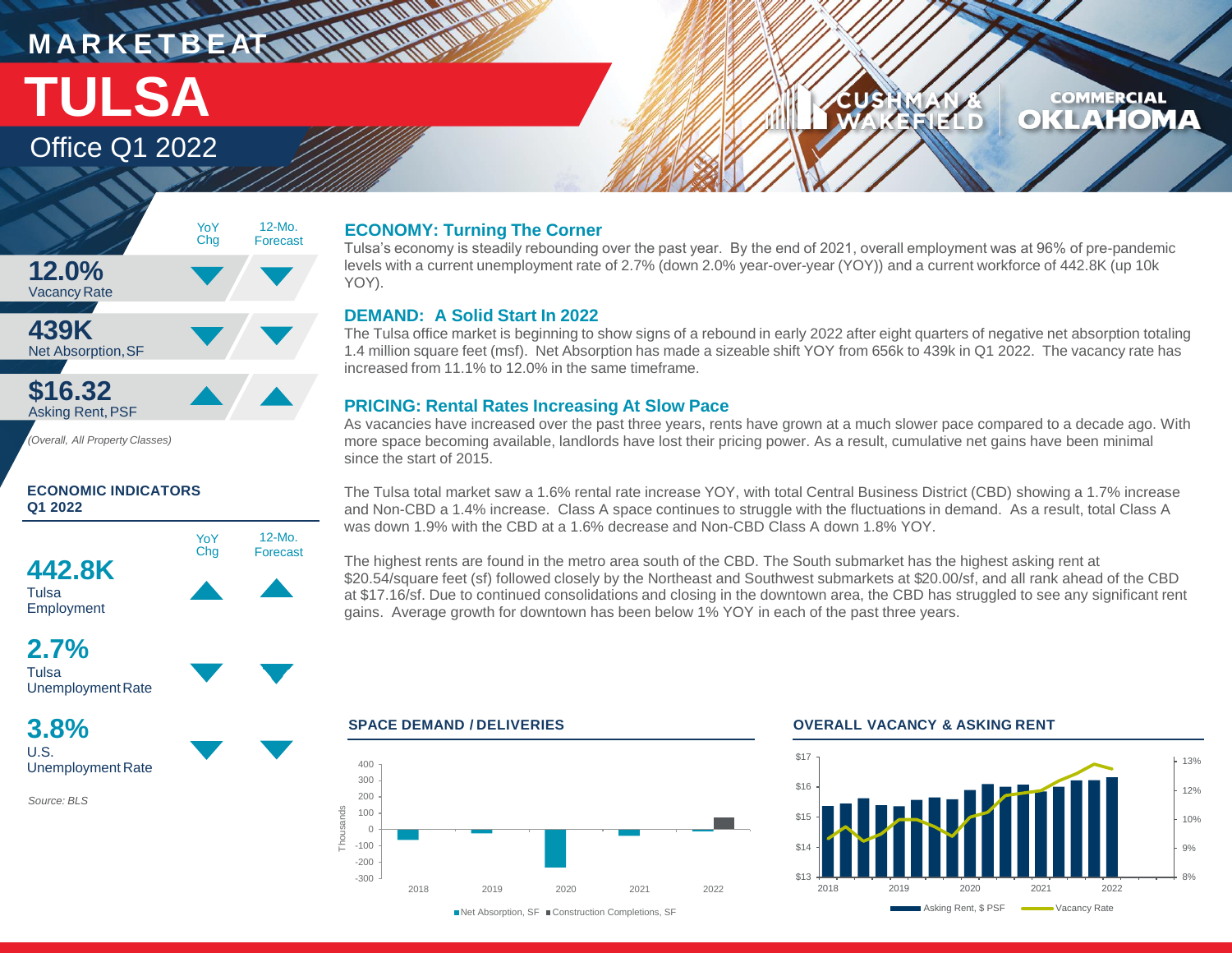# MARKETBEAT

# TULSA

## Office Q1 2022

| | YoY Chg | 12-Mo. Forecast |
|---|---|---|
| **12.0%** Vacancy Rate | ▼ | ▼ |
| **439K** Net Absorption, SF | ▼ | ▼ |
| **$16.32** Asking Rent, PSF | ▲ | ▲ |

*(Overall, All Property Classes)*

### ECONOMIC INDICATORS Q1 2022

| | YoY Chg | 12-Mo. Forecast |
|---|---|---|
| **442.8K** Tulsa Employment | ▲ | ▲ |
| **2.7%** Tulsa Unemployment Rate | ▼ | ▼ |
| **3.8%** U.S. Unemployment Rate | ▼ | ▼ |

*Source: BLS*

### ECONOMY: Turning The Corner

Tulsa's economy is steadily rebounding over the past year. By the end of 2021, overall employment was at 96% of pre-pandemic levels with a current unemployment rate of 2.7% (down 2.0% year-over-year (YOY)) and a current workforce of 442.8K (up 10k YOY).

### DEMAND: A Solid Start In 2022

The Tulsa office market is beginning to show signs of a rebound in early 2022 after eight quarters of negative net absorption totaling 1.4 million square feet (msf). Net Absorption has made a sizeable shift YOY from 656k to 439k in Q1 2022. The vacancy rate has increased from 11.1% to 12.0% in the same timeframe.

### PRICING: Rental Rates Increasing At Slow Pace

As vacancies have increased over the past three years, rents have grown at a much slower pace compared to a decade ago. With more space becoming available, landlords have lost their pricing power. As a result, cumulative net gains have been minimal since the start of 2015.

The Tulsa total market saw a 1.6% rental rate increase YOY, with total Central Business District (CBD) showing a 1.7% increase and Non-CBD a 1.4% increase. Class A space continues to struggle with the fluctuations in demand. As a result, total Class A was down 1.9% with the CBD at a 1.6% decrease and Non-CBD Class A down 1.8% YOY.

The highest rents are found in the metro area south of the CBD. The South submarket has the highest asking rent at $20.54/square feet (sf) followed closely by the Northeast and Southwest submarkets at $20.00/sf, and all rank ahead of the CBD at $17.16/sf. Due to continued consolidations and closing in the downtown area, the CBD has struggled to see any significant rent gains. Average growth for downtown has been below 1% YOY in each of the past three years.

### SPACE DEMAND / DELIVERIES

Net Absorption, SF ■ Construction Completions, SF

### OVERALL VACANCY & ASKING RENT

Asking Rent, $ PSF — Vacancy Rate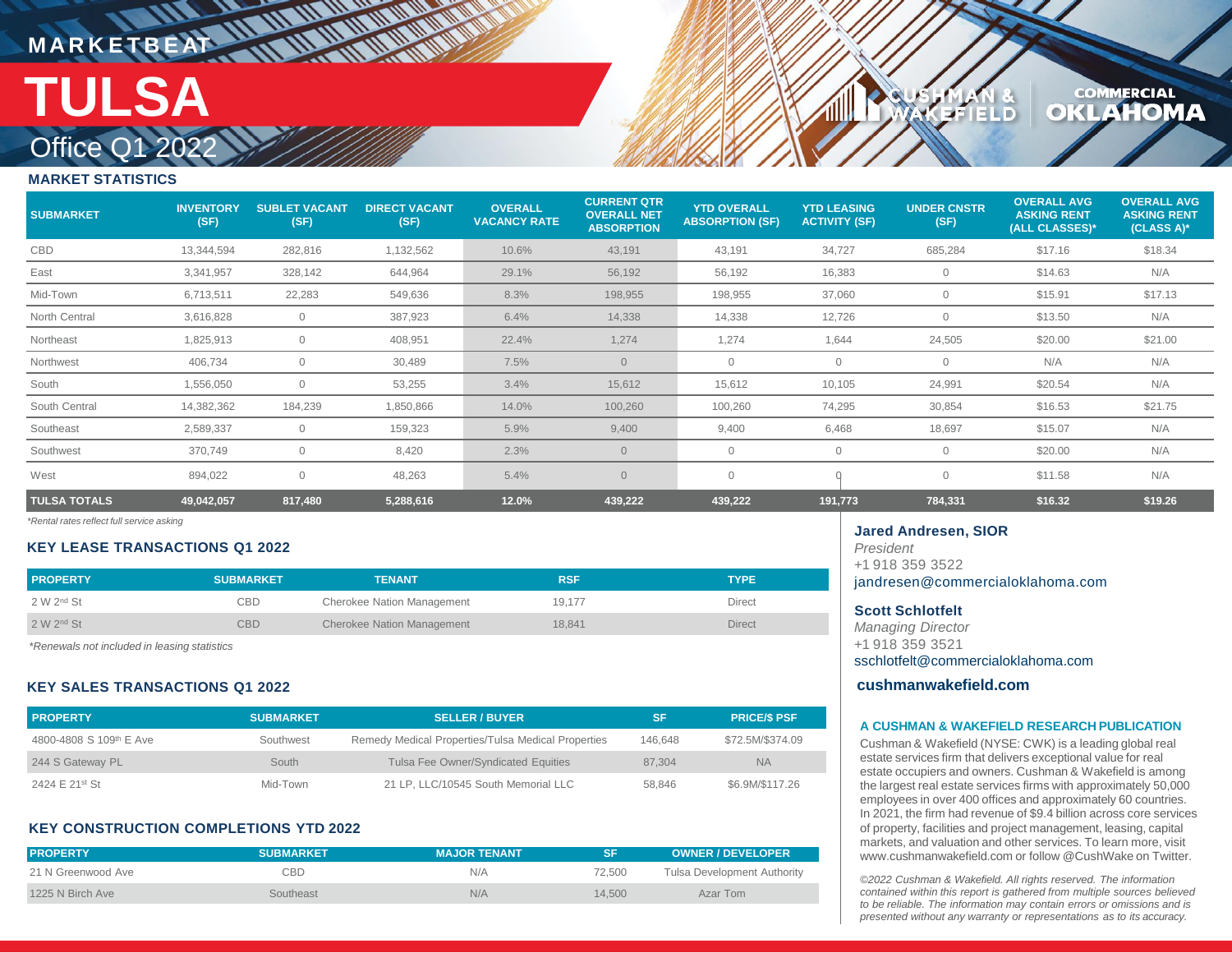MARKETBEAT

# TULSA

## Office Q1 2022

CUSHMAN & WAKEFIELD | COMMERCIAL OKLAHOMA

### MARKET STATISTICS

| SUBMARKET | INVENTORY (SF) | SUBLET VACANT (SF) | DIRECT VACANT (SF) | OVERALL VACANCY RATE | CURRENT QTR OVERALL NET ABSORPTION | YTD OVERALL ABSORPTION (SF) | YTD LEASING ACTIVITY (SF) | UNDER CNSTR (SF) | OVERALL AVG ASKING RENT (ALL CLASSES)* | OVERALL AVG ASKING RENT (CLASS A)* |
|---|---|---|---|---|---|---|---|---|---|---|
| CBD | 13,344,594 | 282,816 | 1,132,562 | 10.6% | 43,191 | 43,191 | 34,727 | 685,284 | $17.16 | $18.34 |
| East | 3,341,957 | 328,142 | 644,964 | 29.1% | 56,192 | 56,192 | 16,383 | 0 | $14.63 | N/A |
| Mid-Town | 6,713,511 | 22,283 | 549,636 | 8.3% | 198,955 | 198,955 | 37,060 | 0 | $15.91 | $17.13 |
| North Central | 3,616,828 | 0 | 387,923 | 6.4% | 14,338 | 14,338 | 12,726 | 0 | $13.50 | N/A |
| Northeast | 1,825,913 | 0 | 408,951 | 22.4% | 1,274 | 1,274 | 1,644 | 24,505 | $20.00 | $21.00 |
| Northwest | 406,734 | 0 | 30,489 | 7.5% | 0 | 0 | 0 | 0 | N/A | N/A |
| South | 1,556,050 | 0 | 53,255 | 3.4% | 15,612 | 15,612 | 10,105 | 24,991 | $20.54 | N/A |
| South Central | 14,382,362 | 184,239 | 1,850,866 | 14.0% | 100,260 | 100,260 | 74,295 | 30,854 | $16.53 | $21.75 |
| Southeast | 2,589,337 | 0 | 159,323 | 5.9% | 9,400 | 9,400 | 6,468 | 18,697 | $15.07 | N/A |
| Southwest | 370,749 | 0 | 8,420 | 2.3% | 0 | 0 | 0 | 0 | $20.00 | N/A |
| West | 894,022 | 0 | 48,263 | 5.4% | 0 | 0 | 0 | 0 | $11.58 | N/A |
| **TULSA TOTALS** | **49,042,057** | **817,480** | **5,288,616** | **12.0%** | **439,222** | **439,222** | **191,773** | **784,331** | **$16.32** | **$19.26** |

*Rental rates reflect full service asking

### KEY LEASE TRANSACTIONS Q1 2022

| PROPERTY | SUBMARKET | TENANT | RSF | TYPE |
|---|---|---|---|---|
| 2 W 2nd St | CBD | Cherokee Nation Management | 19,177 | Direct |
| 2 W 2nd St | CBD | Cherokee Nation Management | 18,841 | Direct |

*Renewals not included in leasing statistics

### KEY SALES TRANSACTIONS Q1 2022

| PROPERTY | SUBMARKET | SELLER / BUYER | SF | PRICE/$ PSF |
|---|---|---|---|---|
| 4800-4808 S 109th E Ave | Southwest | Remedy Medical Properties/Tulsa Medical Properties | 146,648 | $72.5M/$374.09 |
| 244 S Gateway PL | South | Tulsa Fee Owner/Syndicated Equities | 87,304 | NA |
| 2424 E 21st St | Mid-Town | 21 LP, LLC/10545 South Memorial LLC | 58,846 | $6.9M/$117.26 |

### KEY CONSTRUCTION COMPLETIONS YTD 2022

| PROPERTY | SUBMARKET | MAJOR TENANT | SF | OWNER / DEVELOPER |
|---|---|---|---|---|
| 21 N Greenwood Ave | CBD | N/A | 72,500 | Tulsa Development Authority |
| 1225 N Birch Ave | Southeast | N/A | 14,500 | Azar Tom |

**Jared Andresen, SIOR**
*President*
+1 918 359 3522
jandresen@commercialoklahoma.com

**Scott Schlotfelt**
*Managing Director*
+1 918 359 3521
sschlotfelt@commercialoklahoma.com

**cushmanwakefield.com**

**A CUSHMAN & WAKEFIELD RESEARCH PUBLICATION**

Cushman & Wakefield (NYSE: CWK) is a leading global real estate services firm that delivers exceptional value for real estate occupiers and owners. Cushman & Wakefield is among the largest real estate services firms with approximately 50,000 employees in over 400 offices and approximately 60 countries. In 2021, the firm had revenue of $9.4 billion across core services of property, facilities and project management, leasing, capital markets, and valuation and other services. To learn more, visit www.cushmanwakefield.com or follow @CushWake on Twitter.

*©2022 Cushman & Wakefield. All rights reserved. The information contained within this report is gathered from multiple sources believed to be reliable. The information may contain errors or omissions and is presented without any warranty or representations as to its accuracy.*